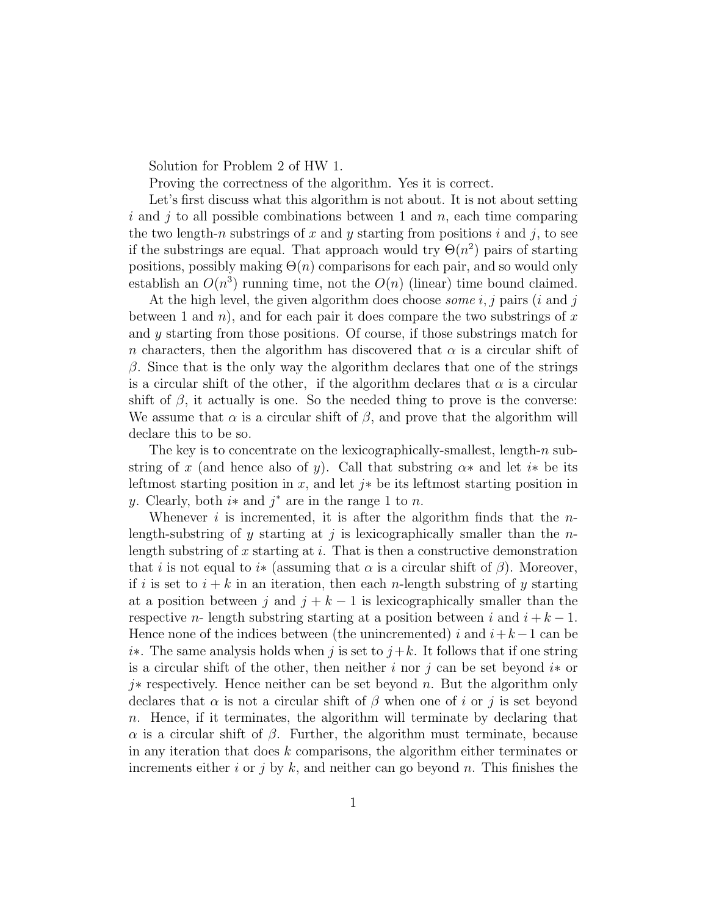Solution for Problem 2 of HW 1.

Proving the correctness of the algorithm. Yes it is correct.

Let's first discuss what this algorithm is not about. It is not about setting $i$ and $j$ to all possible combinations between 1 and $n$, each time comparing the two length-$n$ substrings of $x$ and $y$ starting from positions $i$ and $j$, to see if the substrings are equal. That approach would try $\Theta(n^2)$ pairs of starting positions, possibly making $\Theta(n)$ comparisons for each pair, and so would only establish an $O(n^3)$ running time, not the $O(n)$ (linear) time bound claimed.

At the high level, the given algorithm does choose *some* $i, j$ pairs ($i$ and $j$ between 1 and $n$), and for each pair it does compare the two substrings of $x$ and $y$ starting from those positions. Of course, if those substrings match for $n$ characters, then the algorithm has discovered that $\alpha$ is a circular shift of $\beta$. Since that is the only way the algorithm declares that one of the strings is a circular shift of the other, if the algorithm declares that $\alpha$ is a circular shift of $\beta$, it actually is one. So the needed thing to prove is the converse: We assume that $\alpha$ is a circular shift of $\beta$, and prove that the algorithm will declare this to be so.

The key is to concentrate on the lexicographically-smallest, length-$n$ substring of $x$ (and hence also of $y$). Call that substring $\alpha*$ and let $i*$ be its leftmost starting position in $x$, and let $j*$ be its leftmost starting position in $y$. Clearly, both $i*$ and $j^*$ are in the range 1 to $n$.

Whenever $i$ is incremented, it is after the algorithm finds that the $n$-length-substring of $y$ starting at $j$ is lexicographically smaller than the $n$-length substring of $x$ starting at $i$. That is then a constructive demonstration that $i$ is not equal to $i*$ (assuming that $\alpha$ is a circular shift of $\beta$). Moreover, if $i$ is set to $i + k$ in an iteration, then each $n$-length substring of $y$ starting at a position between $j$ and $j + k - 1$ is lexicographically smaller than the respective $n$- length substring starting at a position between $i$ and $i + k - 1$. Hence none of the indices between (the unincremented) $i$ and $i+k-1$ can be $i*$. The same analysis holds when $j$ is set to $j+k$. It follows that if one string is a circular shift of the other, then neither $i$ nor $j$ can be set beyond $i*$ or $j*$ respectively. Hence neither can be set beyond $n$. But the algorithm only declares that $\alpha$ is not a circular shift of $\beta$ when one of $i$ or $j$ is set beyond $n$. Hence, if it terminates, the algorithm will terminate by declaring that $\alpha$ is a circular shift of $\beta$. Further, the algorithm must terminate, because in any iteration that does $k$ comparisons, the algorithm either terminates or increments either $i$ or $j$ by $k$, and neither can go beyond $n$. This finishes the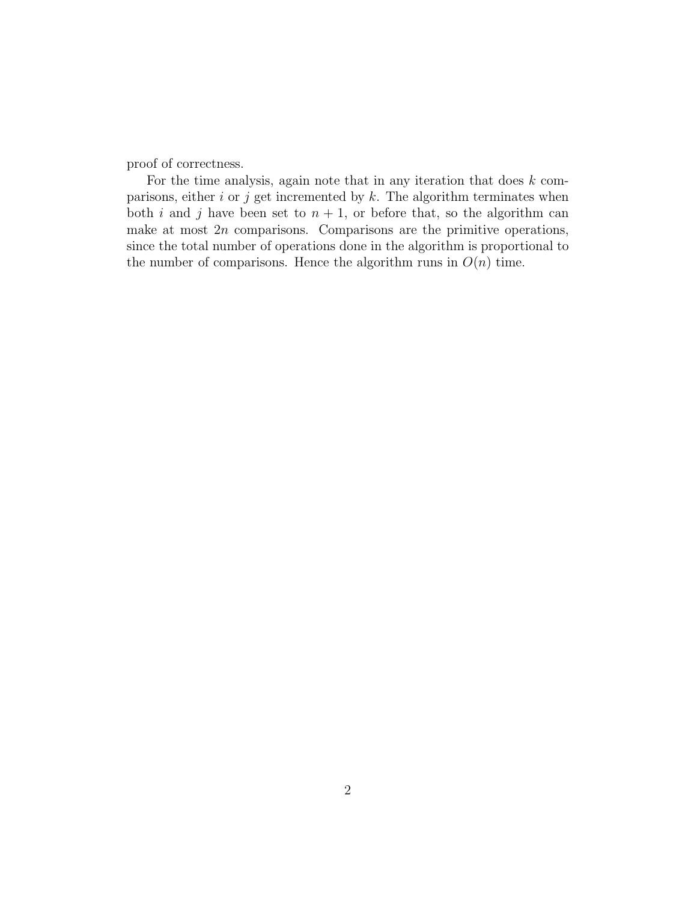proof of correctness.

For the time analysis, again note that in any iteration that does $k$ comparisons, either $i$ or $j$ get incremented by $k$. The algorithm terminates when both $i$ and $j$ have been set to $n+1$, or before that, so the algorithm can make at most $2n$ comparisons. Comparisons are the primitive operations, since the total number of operations done in the algorithm is proportional to the number of comparisons. Hence the algorithm runs in $O(n)$ time.